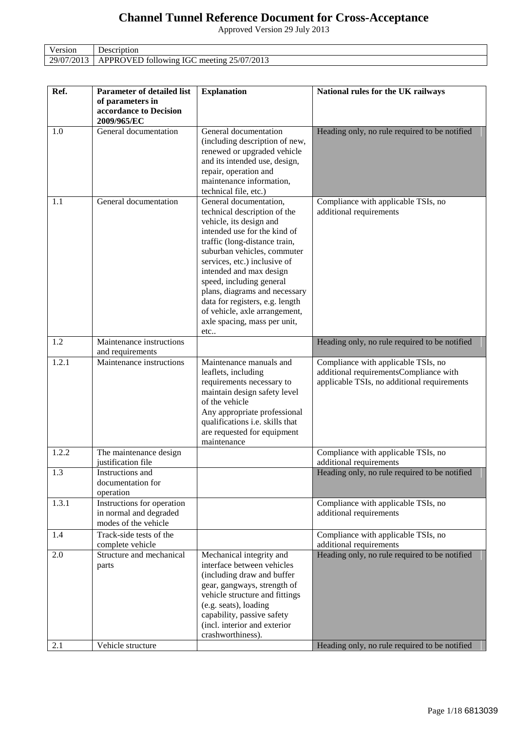# Channel Tunnel Reference Document for Cross-Acceptance

Approved Version 29 July 2013

| Version | Description |
|---|---|
| 29/07/2013 | APPROVED following IGC meeting 25/07/2013 |

| Ref. | Parameter of detailed list of parameters in accordance to Decision 2009/965/EC | Explanation | National rules for the UK railways |
|---|---|---|---|
| 1.0 | General documentation | General documentation (including description of new, renewed or upgraded vehicle and its intended use, design, repair, operation and maintenance information, technical file, etc.) | Heading only, no rule required to be notified |
| 1.1 | General documentation | General documentation, technical description of the vehicle, its design and intended use for the kind of traffic (long-distance train, suburban vehicles, commuter services, etc.) inclusive of intended and max design speed, including general plans, diagrams and necessary data for registers, e.g. length of vehicle, axle arrangement, axle spacing, mass per unit, etc.. | Compliance with applicable TSIs, no additional requirements |
| 1.2 | Maintenance instructions and requirements | | Heading only, no rule required to be notified |
| 1.2.1 | Maintenance instructions | Maintenance manuals and leaflets, including requirements necessary to maintain design safety level of the vehicle<br>Any appropriate professional qualifications i.e. skills that are requested for equipment maintenance | Compliance with applicable TSIs, no additional requirementsCompliance with applicable TSIs, no additional requirements |
| 1.2.2 | The maintenance design justification file | | Compliance with applicable TSIs, no additional requirements |
| 1.3 | Instructions and documentation for operation | | Heading only, no rule required to be notified |
| 1.3.1 | Instructions for operation in normal and degraded modes of the vehicle | | Compliance with applicable TSIs, no additional requirements |
| 1.4 | Track-side tests of the complete vehicle | | Compliance with applicable TSIs, no additional requirements |
| 2.0 | Structure and mechanical parts | Mechanical integrity and interface between vehicles (including draw and buffer gear, gangways, strength of vehicle structure and fittings (e.g. seats), loading capability, passive safety (incl. interior and exterior crashworthiness). | Heading only, no rule required to be notified |
| 2.1 | Vehicle structure | | Heading only, no rule required to be notified |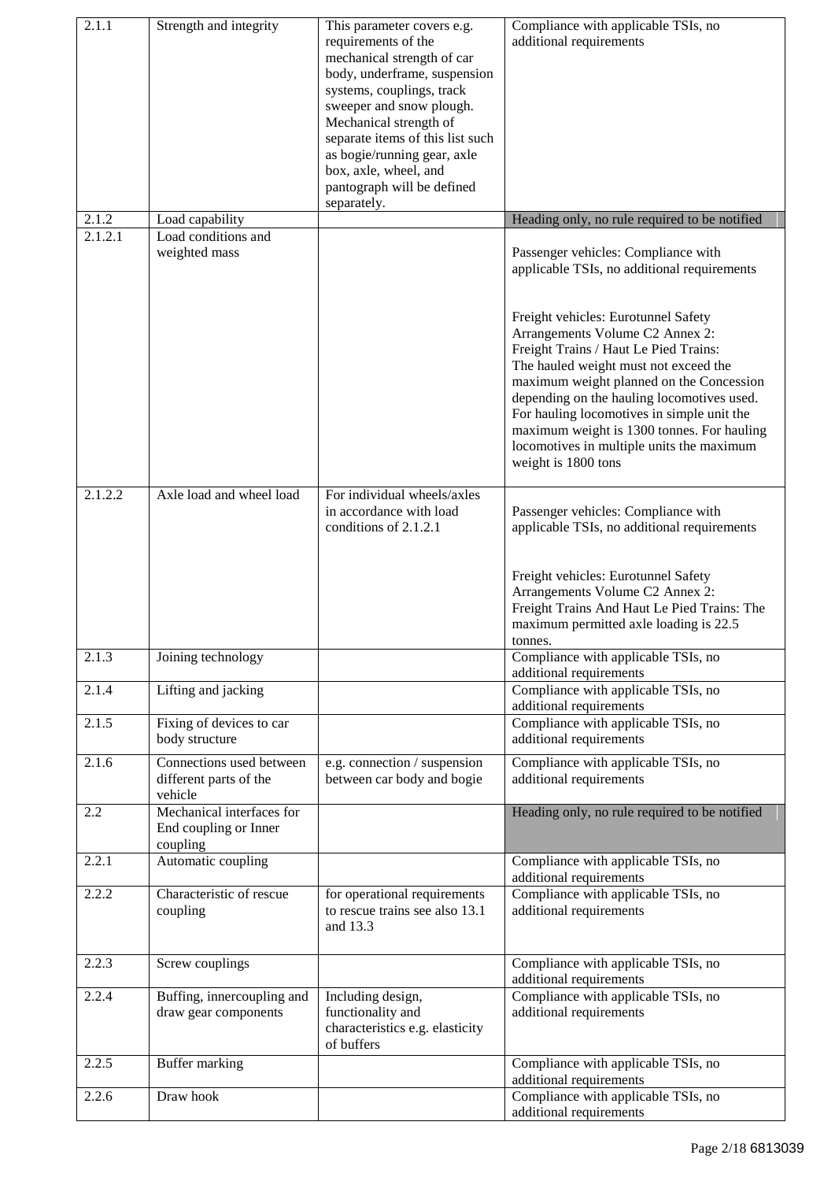| 2.1.1 | Strength and integrity | This parameter covers e.g. requirements of the mechanical strength of car body, underframe, suspension systems, couplings, track sweeper and snow plough. Mechanical strength of separate items of this list such as bogie/running gear, axle box, axle, wheel, and pantograph will be defined separately. | Compliance with applicable TSIs, no additional requirements |
|---|---|---|---|
| 2.1.2 | Load capability | | Heading only, no rule required to be notified |
| 2.1.2.1 | Load conditions and weighted mass | | Passenger vehicles: Compliance with applicable TSIs, no additional requirements<br><br>Freight vehicles: Eurotunnel Safety Arrangements Volume C2 Annex 2: Freight Trains / Haut Le Pied Trains: The hauled weight must not exceed the maximum weight planned on the Concession depending on the hauling locomotives used. For hauling locomotives in simple unit the maximum weight is 1300 tonnes. For hauling locomotives in multiple units the maximum weight is 1800 tons |
| 2.1.2.2 | Axle load and wheel load | For individual wheels/axles in accordance with load conditions of 2.1.2.1 | Passenger vehicles: Compliance with applicable TSIs, no additional requirements<br><br>Freight vehicles: Eurotunnel Safety Arrangements Volume C2 Annex 2: Freight Trains And Haut Le Pied Trains: The maximum permitted axle loading is 22.5 tonnes. |
| 2.1.3 | Joining technology | | Compliance with applicable TSIs, no additional requirements |
| 2.1.4 | Lifting and jacking | | Compliance with applicable TSIs, no additional requirements |
| 2.1.5 | Fixing of devices to car body structure | | Compliance with applicable TSIs, no additional requirements |
| 2.1.6 | Connections used between different parts of the vehicle | e.g. connection / suspension between car body and bogie | Compliance with applicable TSIs, no additional requirements |
| 2.2 | Mechanical interfaces for End coupling or Inner coupling | | Heading only, no rule required to be notified |
| 2.2.1 | Automatic coupling | | Compliance with applicable TSIs, no additional requirements |
| 2.2.2 | Characteristic of rescue coupling | for operational requirements to rescue trains see also 13.1 and 13.3 | Compliance with applicable TSIs, no additional requirements |
| 2.2.3 | Screw couplings | | Compliance with applicable TSIs, no additional requirements |
| 2.2.4 | Buffing, innercoupling and draw gear components | Including design, functionality and characteristics e.g. elasticity of buffers | Compliance with applicable TSIs, no additional requirements |
| 2.2.5 | Buffer marking | | Compliance with applicable TSIs, no additional requirements |
| 2.2.6 | Draw hook | | Compliance with applicable TSIs, no additional requirements |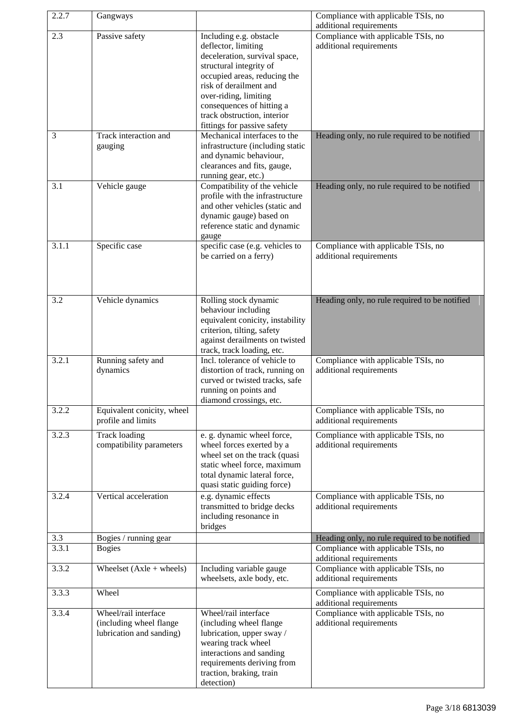| 2.2.7 | Gangways | | Compliance with applicable TSIs, no additional requirements |
|---|---|---|---|
| 2.3 | Passive safety | Including e.g. obstacle deflector, limiting deceleration, survival space, structural integrity of occupied areas, reducing the risk of derailment and over-riding, limiting consequences of hitting a track obstruction, interior fittings for passive safety | Compliance with applicable TSIs, no additional requirements |
| 3 | Track interaction and gauging | Mechanical interfaces to the infrastructure (including static and dynamic behaviour, clearances and fits, gauge, running gear, etc.) | Heading only, no rule required to be notified |
| 3.1 | Vehicle gauge | Compatibility of the vehicle profile with the infrastructure and other vehicles (static and dynamic gauge) based on reference static and dynamic gauge | Heading only, no rule required to be notified |
| 3.1.1 | Specific case | specific case (e.g. vehicles to be carried on a ferry) | Compliance with applicable TSIs, no additional requirements |
| 3.2 | Vehicle dynamics | Rolling stock dynamic behaviour including equivalent conicity, instability criterion, tilting, safety against derailments on twisted track, track loading, etc. | Heading only, no rule required to be notified |
| 3.2.1 | Running safety and dynamics | Incl. tolerance of vehicle to distortion of track, running on curved or twisted tracks, safe running on points and diamond crossings, etc. | Compliance with applicable TSIs, no additional requirements |
| 3.2.2 | Equivalent conicity, wheel profile and limits | | Compliance with applicable TSIs, no additional requirements |
| 3.2.3 | Track loading compatibility parameters | e. g. dynamic wheel force, wheel forces exerted by a wheel set on the track (quasi static wheel force, maximum total dynamic lateral force, quasi static guiding force) | Compliance with applicable TSIs, no additional requirements |
| 3.2.4 | Vertical acceleration | e.g. dynamic effects transmitted to bridge decks including resonance in bridges | Compliance with applicable TSIs, no additional requirements |
| 3.3 | Bogies / running gear | | Heading only, no rule required to be notified |
| 3.3.1 | Bogies | | Compliance with applicable TSIs, no additional requirements |
| 3.3.2 | Wheelset (Axle + wheels) | Including variable gauge wheelsets, axle body, etc. | Compliance with applicable TSIs, no additional requirements |
| 3.3.3 | Wheel | | Compliance with applicable TSIs, no additional requirements |
| 3.3.4 | Wheel/rail interface (including wheel flange lubrication and sanding) | Wheel/rail interface (including wheel flange lubrication, upper sway / wearing track wheel interactions and sanding requirements deriving from traction, braking, train detection) | Compliance with applicable TSIs, no additional requirements |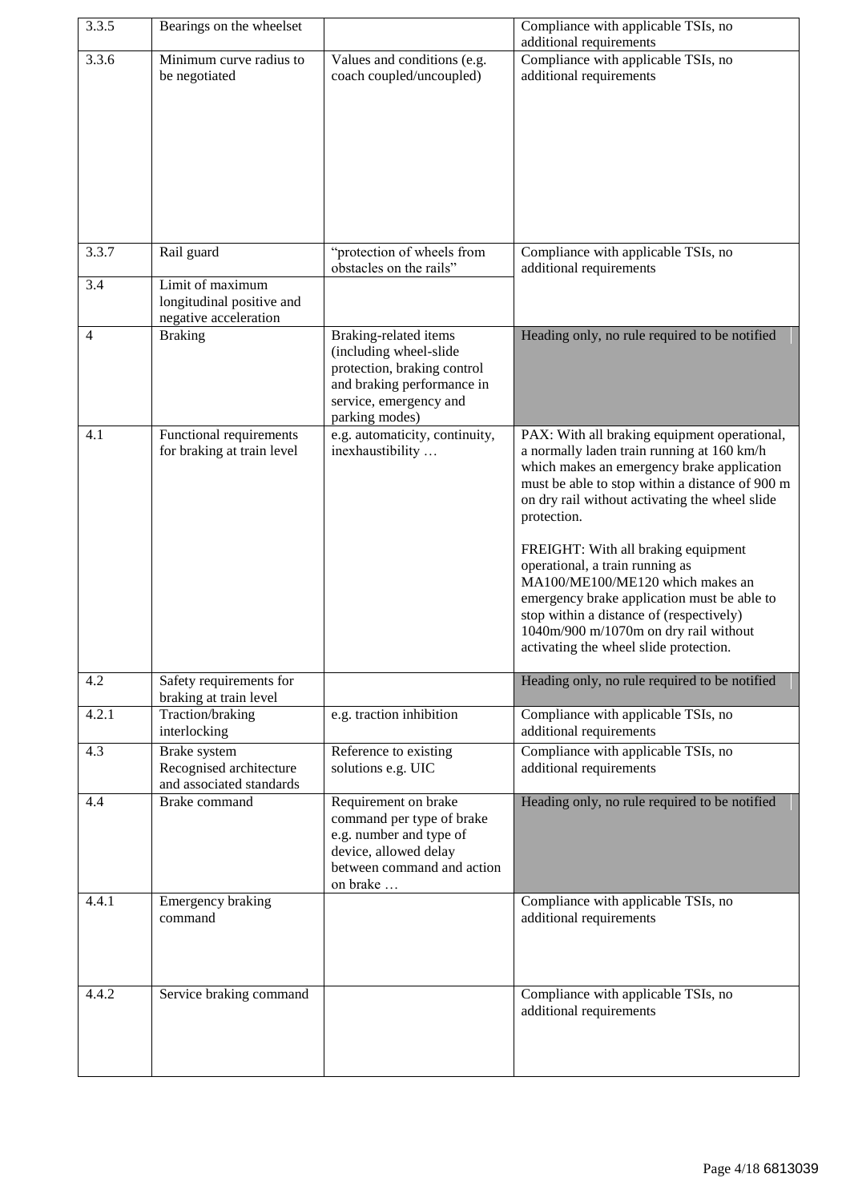| 3.3.5 | Bearings on the wheelset | | Compliance with applicable TSIs, no additional requirements |
|---|---|---|---|
| 3.3.6 | Minimum curve radius to be negotiated | Values and conditions (e.g. coach coupled/uncoupled) | Compliance with applicable TSIs, no additional requirements |
| 3.3.7 | Rail guard | "protection of wheels from obstacles on the rails" | Compliance with applicable TSIs, no additional requirements |
| 3.4 | Limit of maximum longitudinal positive and negative acceleration | | |
| 4 | Braking | Braking-related items (including wheel-slide protection, braking control and braking performance in service, emergency and parking modes) | Heading only, no rule required to be notified |
| 4.1 | Functional requirements for braking at train level | e.g. automaticity, continuity, inexhaustibility … | PAX: With all braking equipment operational, a normally laden train running at 160 km/h which makes an emergency brake application must be able to stop within a distance of 900 m on dry rail without activating the wheel slide protection.<br><br>FREIGHT: With all braking equipment operational, a train running as MA100/ME100/ME120 which makes an emergency brake application must be able to stop within a distance of (respectively) 1040m/900 m/1070m on dry rail without activating the wheel slide protection. |
| 4.2 | Safety requirements for braking at train level | | Heading only, no rule required to be notified |
| 4.2.1 | Traction/braking interlocking | e.g. traction inhibition | Compliance with applicable TSIs, no additional requirements |
| 4.3 | Brake system Recognised architecture and associated standards | Reference to existing solutions e.g. UIC | Compliance with applicable TSIs, no additional requirements |
| 4.4 | Brake command | Requirement on brake command per type of brake e.g. number and type of device, allowed delay between command and action on brake … | Heading only, no rule required to be notified |
| 4.4.1 | Emergency braking command | | Compliance with applicable TSIs, no additional requirements |
| 4.4.2 | Service braking command | | Compliance with applicable TSIs, no additional requirements |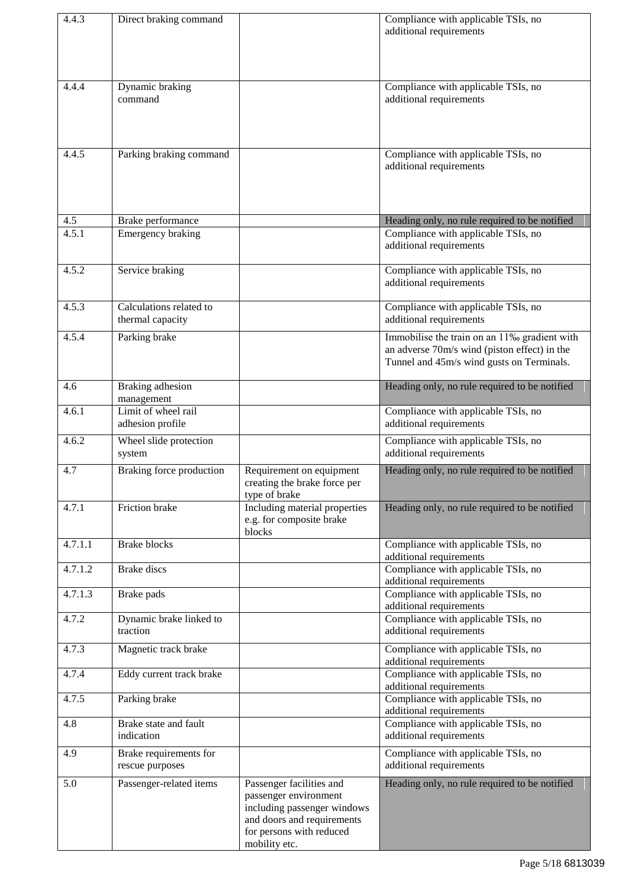| | | | |
|---|---|---|---|
| 4.4.3 | Direct braking command | | Compliance with applicable TSIs, no additional requirements |
| 4.4.4 | Dynamic braking command | | Compliance with applicable TSIs, no additional requirements |
| 4.4.5 | Parking braking command | | Compliance with applicable TSIs, no additional requirements |
| 4.5 | Brake performance | | Heading only, no rule required to be notified |
| 4.5.1 | Emergency braking | | Compliance with applicable TSIs, no additional requirements |
| 4.5.2 | Service braking | | Compliance with applicable TSIs, no additional requirements |
| 4.5.3 | Calculations related to thermal capacity | | Compliance with applicable TSIs, no additional requirements |
| 4.5.4 | Parking brake | | Immobilise the train on an 11‰ gradient with an adverse 70m/s wind (piston effect) in the Tunnel and 45m/s wind gusts on Terminals. |
| 4.6 | Braking adhesion management | | Heading only, no rule required to be notified |
| 4.6.1 | Limit of wheel rail adhesion profile | | Compliance with applicable TSIs, no additional requirements |
| 4.6.2 | Wheel slide protection system | | Compliance with applicable TSIs, no additional requirements |
| 4.7 | Braking force production | Requirement on equipment creating the brake force per type of brake | Heading only, no rule required to be notified |
| 4.7.1 | Friction brake | Including material properties e.g. for composite brake blocks | Heading only, no rule required to be notified |
| 4.7.1.1 | Brake blocks | | Compliance with applicable TSIs, no additional requirements |
| 4.7.1.2 | Brake discs | | Compliance with applicable TSIs, no additional requirements |
| 4.7.1.3 | Brake pads | | Compliance with applicable TSIs, no additional requirements |
| 4.7.2 | Dynamic brake linked to traction | | Compliance with applicable TSIs, no additional requirements |
| 4.7.3 | Magnetic track brake | | Compliance with applicable TSIs, no additional requirements |
| 4.7.4 | Eddy current track brake | | Compliance with applicable TSIs, no additional requirements |
| 4.7.5 | Parking brake | | Compliance with applicable TSIs, no additional requirements |
| 4.8 | Brake state and fault indication | | Compliance with applicable TSIs, no additional requirements |
| 4.9 | Brake requirements for rescue purposes | | Compliance with applicable TSIs, no additional requirements |
| 5.0 | Passenger-related items | Passenger facilities and passenger environment including passenger windows and doors and requirements for persons with reduced mobility etc. | Heading only, no rule required to be notified |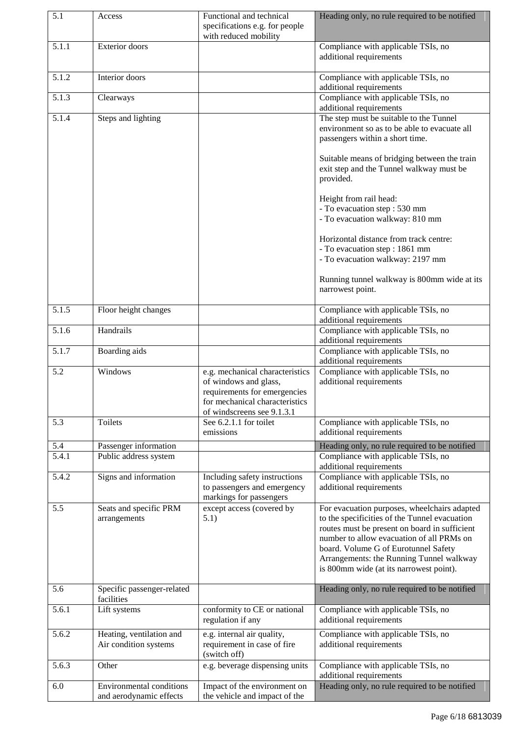| 5.1 | Access | Functional and technical specifications e.g. for people with reduced mobility | Heading only, no rule required to be notified |
|---|---|---|---|
| 5.1.1 | Exterior doors | | Compliance with applicable TSIs, no additional requirements |
| 5.1.2 | Interior doors | | Compliance with applicable TSIs, no additional requirements |
| 5.1.3 | Clearways | | Compliance with applicable TSIs, no additional requirements |
| 5.1.4 | Steps and lighting | | The step must be suitable to the Tunnel environment so as to be able to evacuate all passengers within a short time.<br><br>Suitable means of bridging between the train exit step and the Tunnel walkway must be provided.<br><br>Height from rail head:<br>- To evacuation step : 530 mm<br>- To evacuation walkway: 810 mm<br><br>Horizontal distance from track centre:<br>- To evacuation step : 1861 mm<br>- To evacuation walkway: 2197 mm<br><br>Running tunnel walkway is 800mm wide at its narrowest point. |
| 5.1.5 | Floor height changes | | Compliance with applicable TSIs, no additional requirements |
| 5.1.6 | Handrails | | Compliance with applicable TSIs, no additional requirements |
| 5.1.7 | Boarding aids | | Compliance with applicable TSIs, no additional requirements |
| 5.2 | Windows | e.g. mechanical characteristics of windows and glass, requirements for emergencies for mechanical characteristics of windscreens see 9.1.3.1 | Compliance with applicable TSIs, no additional requirements |
| 5.3 | Toilets | See 6.2.1.1 for toilet emissions | Compliance with applicable TSIs, no additional requirements |
| 5.4 | Passenger information | | Heading only, no rule required to be notified |
| 5.4.1 | Public address system | | Compliance with applicable TSIs, no additional requirements |
| 5.4.2 | Signs and information | Including safety instructions to passengers and emergency markings for passengers | Compliance with applicable TSIs, no additional requirements |
| 5.5 | Seats and specific PRM arrangements | except access (covered by 5.1) | For evacuation purposes, wheelchairs adapted to the specificities of the Tunnel evacuation routes must be present on board in sufficient number to allow evacuation of all PRMs on board. Volume G of Eurotunnel Safety Arrangements: the Running Tunnel walkway is 800mm wide (at its narrowest point). |
| 5.6 | Specific passenger-related facilities | | Heading only, no rule required to be notified |
| 5.6.1 | Lift systems | conformity to CE or national regulation if any | Compliance with applicable TSIs, no additional requirements |
| 5.6.2 | Heating, ventilation and Air condition systems | e.g. internal air quality, requirement in case of fire (switch off) | Compliance with applicable TSIs, no additional requirements |
| 5.6.3 | Other | e.g. beverage dispensing units | Compliance with applicable TSIs, no additional requirements |
| 6.0 | Environmental conditions and aerodynamic effects | Impact of the environment on the vehicle and impact of the | Heading only, no rule required to be notified |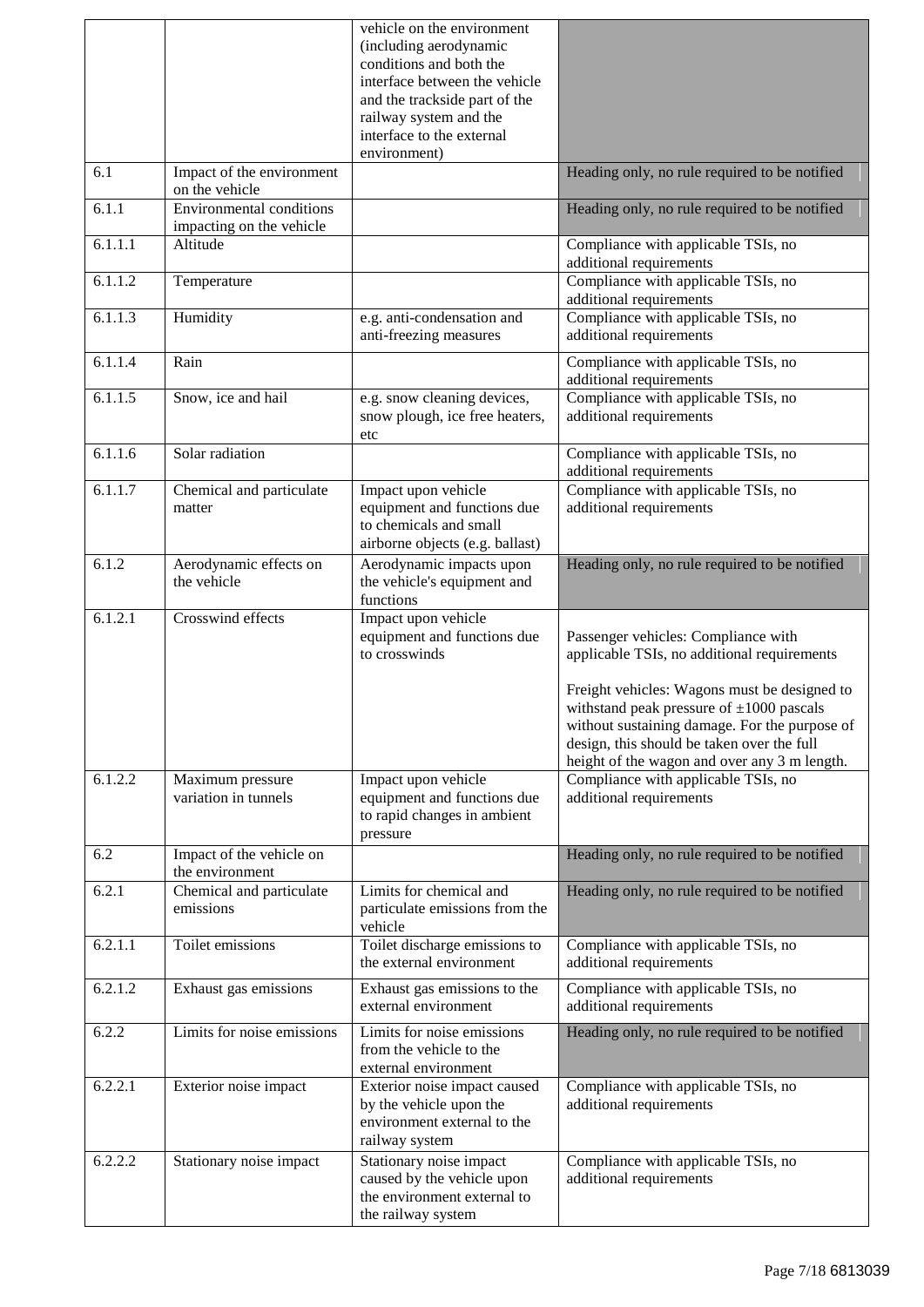| | | vehicle on the environment (including aerodynamic conditions and both the interface between the vehicle and the trackside part of the railway system and the interface to the external environment) | |
|---|---|---|---|
| 6.1 | Impact of the environment on the vehicle | | Heading only, no rule required to be notified |
| 6.1.1 | Environmental conditions impacting on the vehicle | | Heading only, no rule required to be notified |
| 6.1.1.1 | Altitude | | Compliance with applicable TSIs, no additional requirements |
| 6.1.1.2 | Temperature | | Compliance with applicable TSIs, no additional requirements |
| 6.1.1.3 | Humidity | e.g. anti-condensation and anti-freezing measures | Compliance with applicable TSIs, no additional requirements |
| 6.1.1.4 | Rain | | Compliance with applicable TSIs, no additional requirements |
| 6.1.1.5 | Snow, ice and hail | e.g. snow cleaning devices, snow plough, ice free heaters, etc | Compliance with applicable TSIs, no additional requirements |
| 6.1.1.6 | Solar radiation | | Compliance with applicable TSIs, no additional requirements |
| 6.1.1.7 | Chemical and particulate matter | Impact upon vehicle equipment and functions due to chemicals and small airborne objects (e.g. ballast) | Compliance with applicable TSIs, no additional requirements |
| 6.1.2 | Aerodynamic effects on the vehicle | Aerodynamic impacts upon the vehicle's equipment and functions | Heading only, no rule required to be notified |
| 6.1.2.1 | Crosswind effects | Impact upon vehicle equipment and functions due to crosswinds | Passenger vehicles: Compliance with applicable TSIs, no additional requirements<br><br>Freight vehicles: Wagons must be designed to withstand peak pressure of ±1000 pascals without sustaining damage. For the purpose of design, this should be taken over the full height of the wagon and over any 3 m length. |
| 6.1.2.2 | Maximum pressure variation in tunnels | Impact upon vehicle equipment and functions due to rapid changes in ambient pressure | Compliance with applicable TSIs, no additional requirements |
| 6.2 | Impact of the vehicle on the environment | | Heading only, no rule required to be notified |
| 6.2.1 | Chemical and particulate emissions | Limits for chemical and particulate emissions from the vehicle | Heading only, no rule required to be notified |
| 6.2.1.1 | Toilet emissions | Toilet discharge emissions to the external environment | Compliance with applicable TSIs, no additional requirements |
| 6.2.1.2 | Exhaust gas emissions | Exhaust gas emissions to the external environment | Compliance with applicable TSIs, no additional requirements |
| 6.2.2 | Limits for noise emissions | Limits for noise emissions from the vehicle to the external environment | Heading only, no rule required to be notified |
| 6.2.2.1 | Exterior noise impact | Exterior noise impact caused by the vehicle upon the environment external to the railway system | Compliance with applicable TSIs, no additional requirements |
| 6.2.2.2 | Stationary noise impact | Stationary noise impact caused by the vehicle upon the environment external to the railway system | Compliance with applicable TSIs, no additional requirements |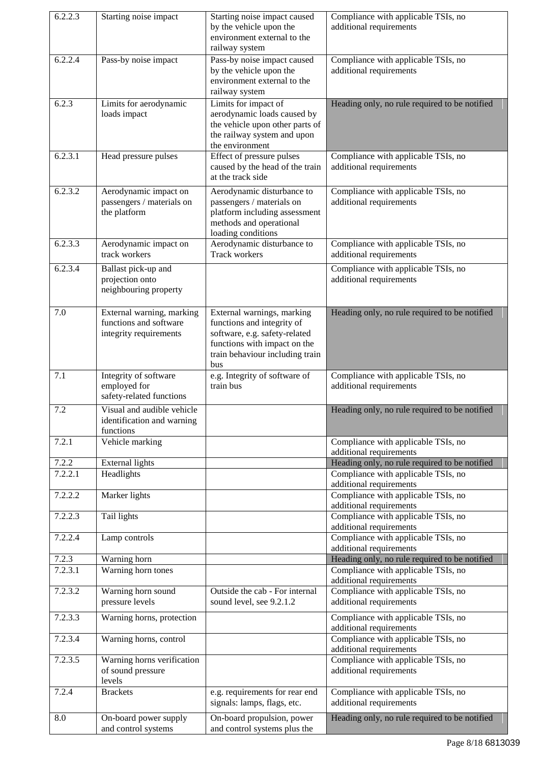| | | | |
|---|---|---|---|
| 6.2.2.3 | Starting noise impact | Starting noise impact caused by the vehicle upon the environment external to the railway system | Compliance with applicable TSIs, no additional requirements |
| 6.2.2.4 | Pass-by noise impact | Pass-by noise impact caused by the vehicle upon the environment external to the railway system | Compliance with applicable TSIs, no additional requirements |
| 6.2.3 | Limits for aerodynamic loads impact | Limits for impact of aerodynamic loads caused by the vehicle upon other parts of the railway system and upon the environment | Heading only, no rule required to be notified |
| 6.2.3.1 | Head pressure pulses | Effect of pressure pulses caused by the head of the train at the track side | Compliance with applicable TSIs, no additional requirements |
| 6.2.3.2 | Aerodynamic impact on passengers / materials on the platform | Aerodynamic disturbance to passengers / materials on platform including assessment methods and operational loading conditions | Compliance with applicable TSIs, no additional requirements |
| 6.2.3.3 | Aerodynamic impact on track workers | Aerodynamic disturbance to Track workers | Compliance with applicable TSIs, no additional requirements |
| 6.2.3.4 | Ballast pick-up and projection onto neighbouring property | | Compliance with applicable TSIs, no additional requirements |
| 7.0 | External warning, marking functions and software integrity requirements | External warnings, marking functions and integrity of software, e.g. safety-related functions with impact on the train behaviour including train bus | Heading only, no rule required to be notified |
| 7.1 | Integrity of software employed for safety-related functions | e.g. Integrity of software of train bus | Compliance with applicable TSIs, no additional requirements |
| 7.2 | Visual and audible vehicle identification and warning functions | | Heading only, no rule required to be notified |
| 7.2.1 | Vehicle marking | | Compliance with applicable TSIs, no additional requirements |
| 7.2.2 | External lights | | Heading only, no rule required to be notified |
| 7.2.2.1 | Headlights | | Compliance with applicable TSIs, no additional requirements |
| 7.2.2.2 | Marker lights | | Compliance with applicable TSIs, no additional requirements |
| 7.2.2.3 | Tail lights | | Compliance with applicable TSIs, no additional requirements |
| 7.2.2.4 | Lamp controls | | Compliance with applicable TSIs, no additional requirements |
| 7.2.3 | Warning horn | | Heading only, no rule required to be notified |
| 7.2.3.1 | Warning horn tones | | Compliance with applicable TSIs, no additional requirements |
| 7.2.3.2 | Warning horn sound pressure levels | Outside the cab - For internal sound level, see 9.2.1.2 | Compliance with applicable TSIs, no additional requirements |
| 7.2.3.3 | Warning horns, protection | | Compliance with applicable TSIs, no additional requirements |
| 7.2.3.4 | Warning horns, control | | Compliance with applicable TSIs, no additional requirements |
| 7.2.3.5 | Warning horns verification of sound pressure levels | | Compliance with applicable TSIs, no additional requirements |
| 7.2.4 | Brackets | e.g. requirements for rear end signals: lamps, flags, etc. | Compliance with applicable TSIs, no additional requirements |
| 8.0 | On-board power supply and control systems | On-board propulsion, power and control systems plus the | Heading only, no rule required to be notified |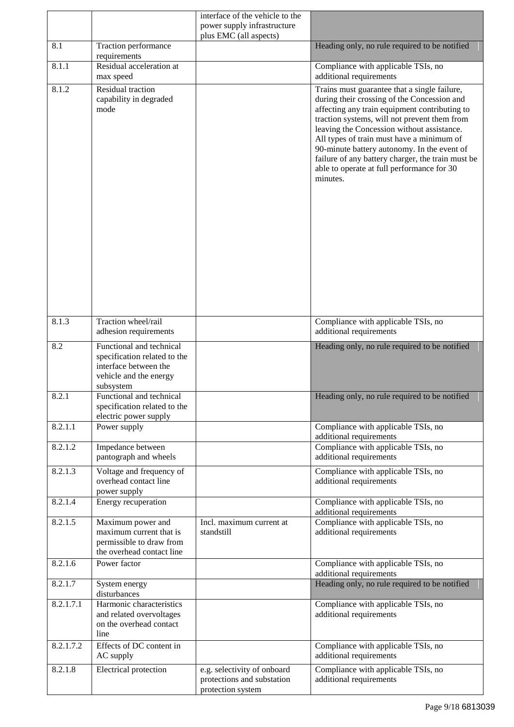|  |  | interface of the vehicle to the power supply infrastructure plus EMC (all aspects) |  |
|---|---|---|---|
| 8.1 | Traction performance requirements |  | Heading only, no rule required to be notified |
| 8.1.1 | Residual acceleration at max speed |  | Compliance with applicable TSIs, no additional requirements |
| 8.1.2 | Residual traction capability in degraded mode |  | Trains must guarantee that a single failure, during their crossing of the Concession and affecting any train equipment contributing to traction systems, will not prevent them from leaving the Concession without assistance. All types of train must have a minimum of 90-minute battery autonomy. In the event of failure of any battery charger, the train must be able to operate at full performance for 30 minutes. |
| 8.1.3 | Traction wheel/rail adhesion requirements |  | Compliance with applicable TSIs, no additional requirements |
| 8.2 | Functional and technical specification related to the interface between the vehicle and the energy subsystem |  | Heading only, no rule required to be notified |
| 8.2.1 | Functional and technical specification related to the electric power supply |  | Heading only, no rule required to be notified |
| 8.2.1.1 | Power supply |  | Compliance with applicable TSIs, no additional requirements |
| 8.2.1.2 | Impedance between pantograph and wheels |  | Compliance with applicable TSIs, no additional requirements |
| 8.2.1.3 | Voltage and frequency of overhead contact line power supply |  | Compliance with applicable TSIs, no additional requirements |
| 8.2.1.4 | Energy recuperation |  | Compliance with applicable TSIs, no additional requirements |
| 8.2.1.5 | Maximum power and maximum current that is permissible to draw from the overhead contact line | Incl. maximum current at standstill | Compliance with applicable TSIs, no additional requirements |
| 8.2.1.6 | Power factor |  | Compliance with applicable TSIs, no additional requirements |
| 8.2.1.7 | System energy disturbances |  | Heading only, no rule required to be notified |
| 8.2.1.7.1 | Harmonic characteristics and related overvoltages on the overhead contact line |  | Compliance with applicable TSIs, no additional requirements |
| 8.2.1.7.2 | Effects of DC content in AC supply |  | Compliance with applicable TSIs, no additional requirements |
| 8.2.1.8 | Electrical protection | e.g. selectivity of onboard protections and substation protection system | Compliance with applicable TSIs, no additional requirements |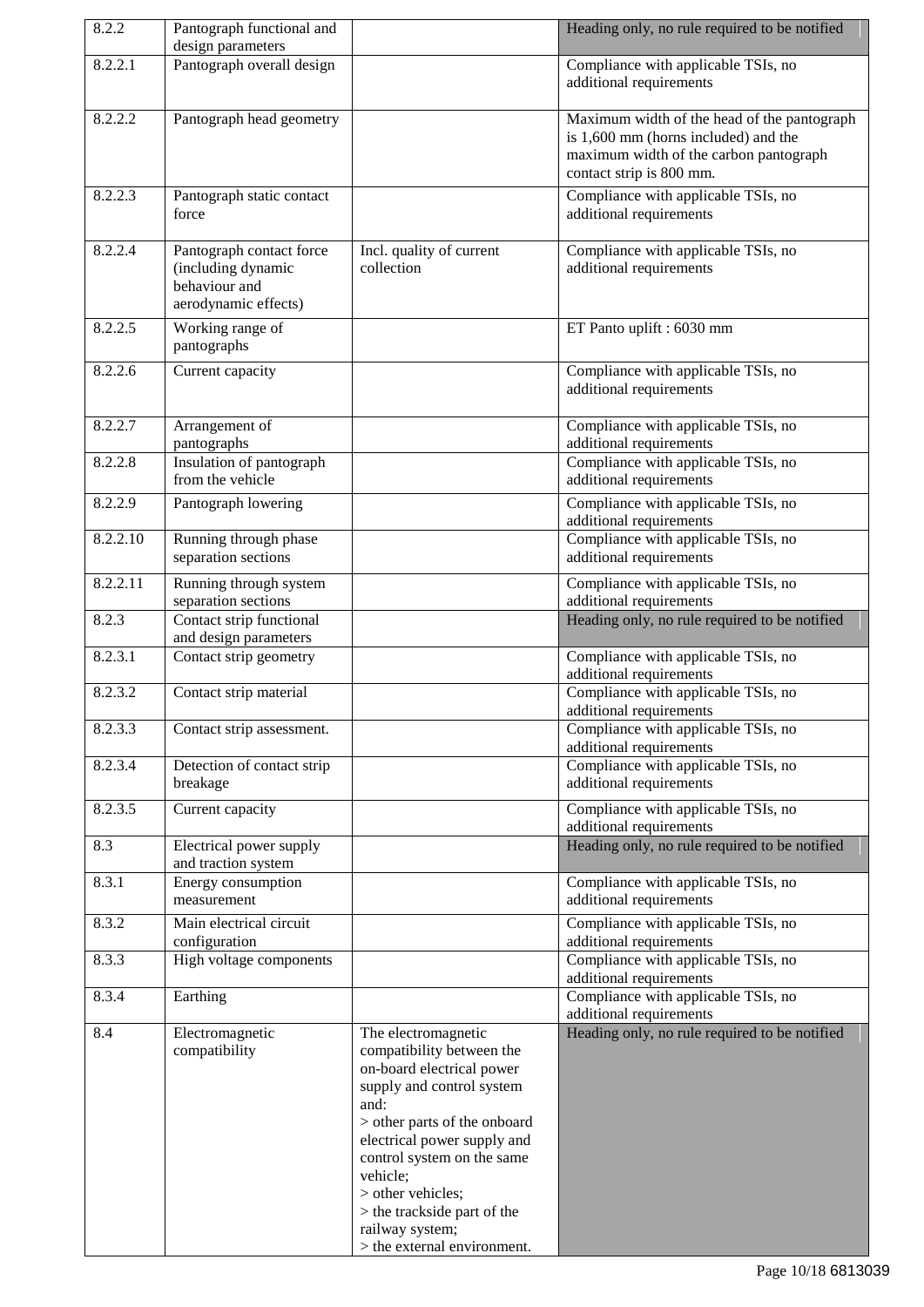| 8.2.2 | Pantograph functional and design parameters | | Heading only, no rule required to be notified |
|---|---|---|---|
| 8.2.2.1 | Pantograph overall design | | Compliance with applicable TSIs, no additional requirements |
| 8.2.2.2 | Pantograph head geometry | | Maximum width of the head of the pantograph is 1,600 mm (horns included) and the maximum width of the carbon pantograph contact strip is 800 mm. |
| 8.2.2.3 | Pantograph static contact force | | Compliance with applicable TSIs, no additional requirements |
| 8.2.2.4 | Pantograph contact force (including dynamic behaviour and aerodynamic effects) | Incl. quality of current collection | Compliance with applicable TSIs, no additional requirements |
| 8.2.2.5 | Working range of pantographs | | ET Panto uplift : 6030 mm |
| 8.2.2.6 | Current capacity | | Compliance with applicable TSIs, no additional requirements |
| 8.2.2.7 | Arrangement of pantographs | | Compliance with applicable TSIs, no additional requirements |
| 8.2.2.8 | Insulation of pantograph from the vehicle | | Compliance with applicable TSIs, no additional requirements |
| 8.2.2.9 | Pantograph lowering | | Compliance with applicable TSIs, no additional requirements |
| 8.2.2.10 | Running through phase separation sections | | Compliance with applicable TSIs, no additional requirements |
| 8.2.2.11 | Running through system separation sections | | Compliance with applicable TSIs, no additional requirements |
| 8.2.3 | Contact strip functional and design parameters | | Heading only, no rule required to be notified |
| 8.2.3.1 | Contact strip geometry | | Compliance with applicable TSIs, no additional requirements |
| 8.2.3.2 | Contact strip material | | Compliance with applicable TSIs, no additional requirements |
| 8.2.3.3 | Contact strip assessment. | | Compliance with applicable TSIs, no additional requirements |
| 8.2.3.4 | Detection of contact strip breakage | | Compliance with applicable TSIs, no additional requirements |
| 8.2.3.5 | Current capacity | | Compliance with applicable TSIs, no additional requirements |
| 8.3 | Electrical power supply and traction system | | Heading only, no rule required to be notified |
| 8.3.1 | Energy consumption measurement | | Compliance with applicable TSIs, no additional requirements |
| 8.3.2 | Main electrical circuit configuration | | Compliance with applicable TSIs, no additional requirements |
| 8.3.3 | High voltage components | | Compliance with applicable TSIs, no additional requirements |
| 8.3.4 | Earthing | | Compliance with applicable TSIs, no additional requirements |
| 8.4 | Electromagnetic compatibility | The electromagnetic compatibility between the on-board electrical power supply and control system and:<br>> other parts of the onboard electrical power supply and control system on the same vehicle;<br>> other vehicles;<br>> the trackside part of the railway system;<br>> the external environment. | Heading only, no rule required to be notified |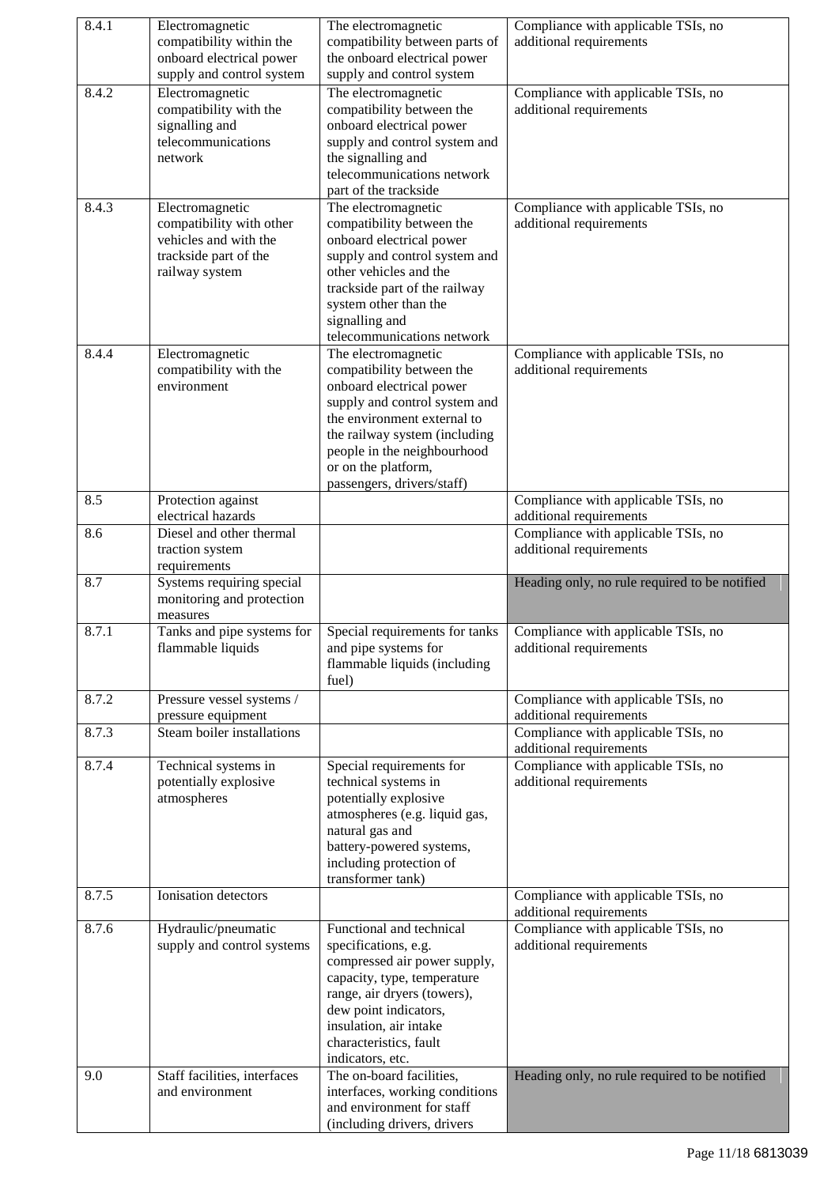| 8.4.1 | Electromagnetic compatibility within the onboard electrical power supply and control system | The electromagnetic compatibility between parts of the onboard electrical power supply and control system | Compliance with applicable TSIs, no additional requirements |
|---|---|---|---|
| 8.4.2 | Electromagnetic compatibility with the signalling and telecommunications network | The electromagnetic compatibility between the onboard electrical power supply and control system and the signalling and telecommunications network part of the trackside | Compliance with applicable TSIs, no additional requirements |
| 8.4.3 | Electromagnetic compatibility with other vehicles and with the trackside part of the railway system | The electromagnetic compatibility between the onboard electrical power supply and control system and other vehicles and the trackside part of the railway system other than the signalling and telecommunications network | Compliance with applicable TSIs, no additional requirements |
| 8.4.4 | Electromagnetic compatibility with the environment | The electromagnetic compatibility between the onboard electrical power supply and control system and the environment external to the railway system (including people in the neighbourhood or on the platform, passengers, drivers/staff) | Compliance with applicable TSIs, no additional requirements |
| 8.5 | Protection against electrical hazards | | Compliance with applicable TSIs, no additional requirements |
| 8.6 | Diesel and other thermal traction system requirements | | Compliance with applicable TSIs, no additional requirements |
| 8.7 | Systems requiring special monitoring and protection measures | | Heading only, no rule required to be notified |
| 8.7.1 | Tanks and pipe systems for flammable liquids | Special requirements for tanks and pipe systems for flammable liquids (including fuel) | Compliance with applicable TSIs, no additional requirements |
| 8.7.2 | Pressure vessel systems / pressure equipment | | Compliance with applicable TSIs, no additional requirements |
| 8.7.3 | Steam boiler installations | | Compliance with applicable TSIs, no additional requirements |
| 8.7.4 | Technical systems in potentially explosive atmospheres | Special requirements for technical systems in potentially explosive atmospheres (e.g. liquid gas, natural gas and battery-powered systems, including protection of transformer tank) | Compliance with applicable TSIs, no additional requirements |
| 8.7.5 | Ionisation detectors | | Compliance with applicable TSIs, no additional requirements |
| 8.7.6 | Hydraulic/pneumatic supply and control systems | Functional and technical specifications, e.g. compressed air power supply, capacity, type, temperature range, air dryers (towers), dew point indicators, insulation, air intake characteristics, fault indicators, etc. | Compliance with applicable TSIs, no additional requirements |
| 9.0 | Staff facilities, interfaces and environment | The on-board facilities, interfaces, working conditions and environment for staff (including drivers, drivers | Heading only, no rule required to be notified |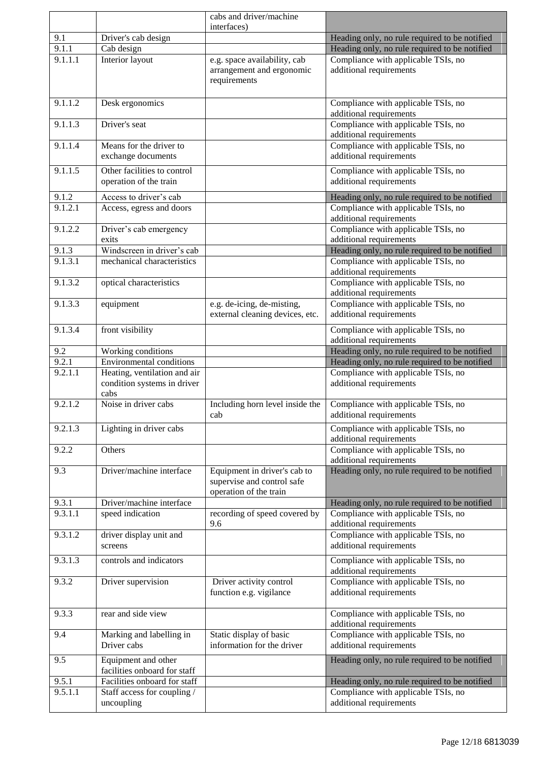| | | cabs and driver/machine interfaces) | |
|---|---|---|---|
| 9.1 | Driver's cab design | | Heading only, no rule required to be notified |
| 9.1.1 | Cab design | | Heading only, no rule required to be notified |
| 9.1.1.1 | Interior layout | e.g. space availability, cab arrangement and ergonomic requirements | Compliance with applicable TSIs, no additional requirements |
| 9.1.1.2 | Desk ergonomics | | Compliance with applicable TSIs, no additional requirements |
| 9.1.1.3 | Driver's seat | | Compliance with applicable TSIs, no additional requirements |
| 9.1.1.4 | Means for the driver to exchange documents | | Compliance with applicable TSIs, no additional requirements |
| 9.1.1.5 | Other facilities to control operation of the train | | Compliance with applicable TSIs, no additional requirements |
| 9.1.2 | Access to driver's cab | | Heading only, no rule required to be notified |
| 9.1.2.1 | Access, egress and doors | | Compliance with applicable TSIs, no additional requirements |
| 9.1.2.2 | Driver's cab emergency exits | | Compliance with applicable TSIs, no additional requirements |
| 9.1.3 | Windscreen in driver's cab | | Heading only, no rule required to be notified |
| 9.1.3.1 | mechanical characteristics | | Compliance with applicable TSIs, no additional requirements |
| 9.1.3.2 | optical characteristics | | Compliance with applicable TSIs, no additional requirements |
| 9.1.3.3 | equipment | e.g. de-icing, de-misting, external cleaning devices, etc. | Compliance with applicable TSIs, no additional requirements |
| 9.1.3.4 | front visibility | | Compliance with applicable TSIs, no additional requirements |
| 9.2 | Working conditions | | Heading only, no rule required to be notified |
| 9.2.1 | Environmental conditions | | Heading only, no rule required to be notified |
| 9.2.1.1 | Heating, ventilation and air condition systems in driver cabs | | Compliance with applicable TSIs, no additional requirements |
| 9.2.1.2 | Noise in driver cabs | Including horn level inside the cab | Compliance with applicable TSIs, no additional requirements |
| 9.2.1.3 | Lighting in driver cabs | | Compliance with applicable TSIs, no additional requirements |
| 9.2.2 | Others | | Compliance with applicable TSIs, no additional requirements |
| 9.3 | Driver/machine interface | Equipment in driver's cab to supervise and control safe operation of the train | Heading only, no rule required to be notified |
| 9.3.1 | Driver/machine interface | | Heading only, no rule required to be notified |
| 9.3.1.1 | speed indication | recording of speed covered by 9.6 | Compliance with applicable TSIs, no additional requirements |
| 9.3.1.2 | driver display unit and screens | | Compliance with applicable TSIs, no additional requirements |
| 9.3.1.3 | controls and indicators | | Compliance with applicable TSIs, no additional requirements |
| 9.3.2 | Driver supervision | Driver activity control function e.g. vigilance | Compliance with applicable TSIs, no additional requirements |
| 9.3.3 | rear and side view | | Compliance with applicable TSIs, no additional requirements |
| 9.4 | Marking and labelling in Driver cabs | Static display of basic information for the driver | Compliance with applicable TSIs, no additional requirements |
| 9.5 | Equipment and other facilities onboard for staff | | Heading only, no rule required to be notified |
| 9.5.1 | Facilities onboard for staff | | Heading only, no rule required to be notified |
| 9.5.1.1 | Staff access for coupling / uncoupling | | Compliance with applicable TSIs, no additional requirements |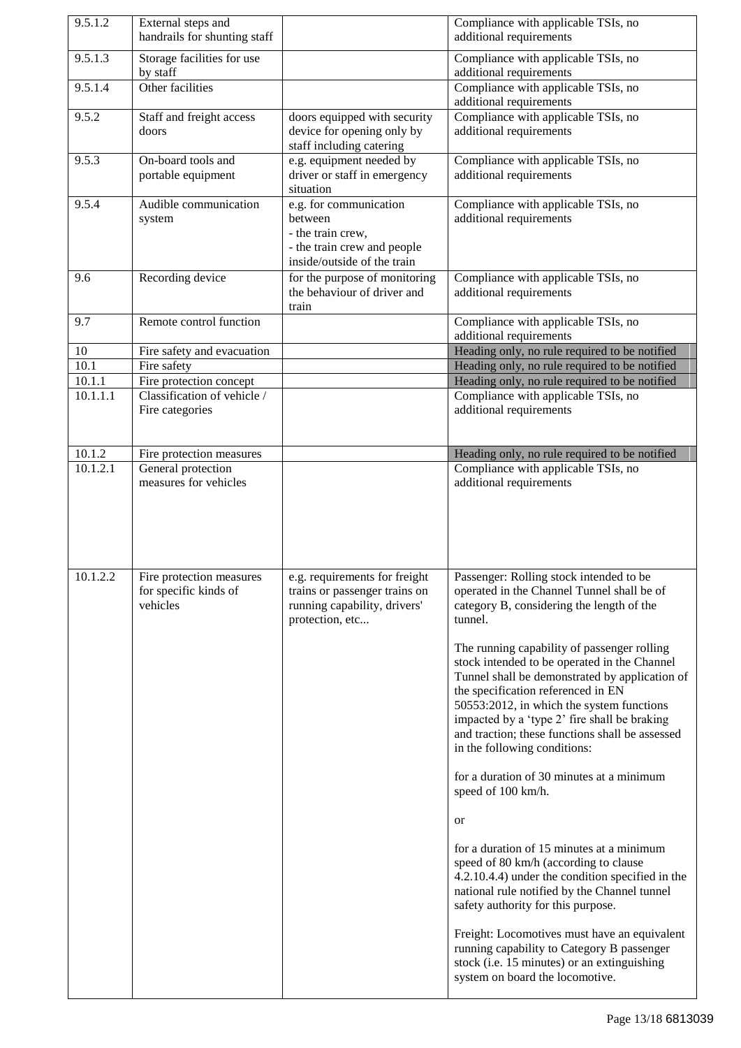| | | | |
|---|---|---|---|
| 9.5.1.2 | External steps and handrails for shunting staff | | Compliance with applicable TSIs, no additional requirements |
| 9.5.1.3 | Storage facilities for use by staff | | Compliance with applicable TSIs, no additional requirements |
| 9.5.1.4 | Other facilities | | Compliance with applicable TSIs, no additional requirements |
| 9.5.2 | Staff and freight access doors | doors equipped with security device for opening only by staff including catering | Compliance with applicable TSIs, no additional requirements |
| 9.5.3 | On-board tools and portable equipment | e.g. equipment needed by driver or staff in emergency situation | Compliance with applicable TSIs, no additional requirements |
| 9.5.4 | Audible communication system | e.g. for communication between<br>- the train crew,<br>- the train crew and people inside/outside of the train | Compliance with applicable TSIs, no additional requirements |
| 9.6 | Recording device | for the purpose of monitoring the behaviour of driver and train | Compliance with applicable TSIs, no additional requirements |
| 9.7 | Remote control function | | Compliance with applicable TSIs, no additional requirements |
| 10 | Fire safety and evacuation | | Heading only, no rule required to be notified |
| 10.1 | Fire safety | | Heading only, no rule required to be notified |
| 10.1.1 | Fire protection concept | | Heading only, no rule required to be notified |
| 10.1.1.1 | Classification of vehicle / Fire categories | | Compliance with applicable TSIs, no additional requirements |
| 10.1.2 | Fire protection measures | | Heading only, no rule required to be notified |
| 10.1.2.1 | General protection measures for vehicles | | Compliance with applicable TSIs, no additional requirements |
| 10.1.2.2 | Fire protection measures for specific kinds of vehicles | e.g. requirements for freight trains or passenger trains on running capability, drivers' protection, etc... | Passenger: Rolling stock intended to be operated in the Channel Tunnel shall be of category B, considering the length of the tunnel.<br><br>The running capability of passenger rolling stock intended to be operated in the Channel Tunnel shall be demonstrated by application of the specification referenced in EN 50553:2012, in which the system functions impacted by a 'type 2' fire shall be braking and traction; these functions shall be assessed in the following conditions:<br><br>for a duration of 30 minutes at a minimum speed of 100 km/h.<br><br>or<br><br>for a duration of 15 minutes at a minimum speed of 80 km/h (according to clause 4.2.10.4.4) under the condition specified in the national rule notified by the Channel tunnel safety authority for this purpose.<br><br>Freight: Locomotives must have an equivalent running capability to Category B passenger stock (i.e. 15 minutes) or an extinguishing system on board the locomotive. |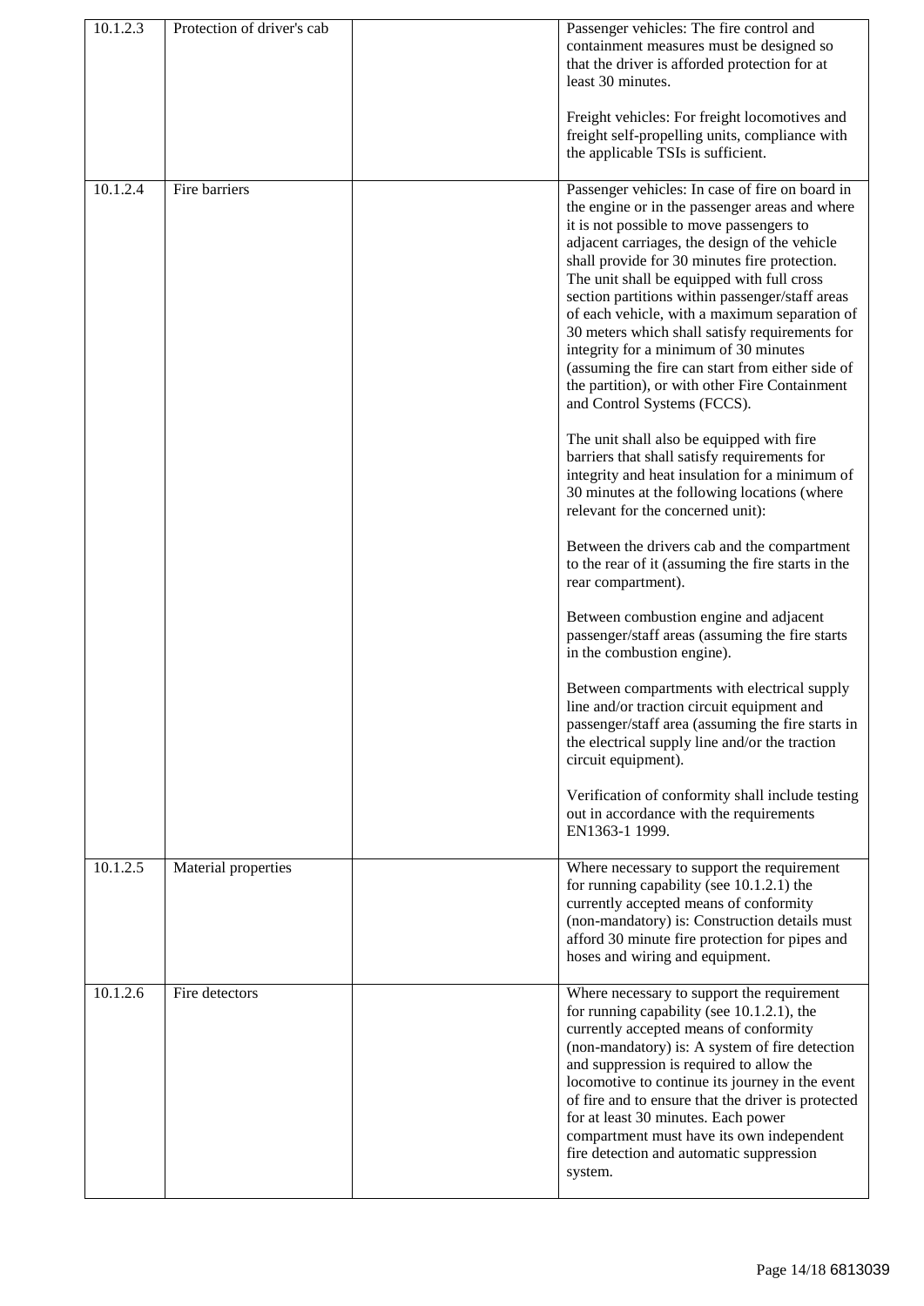| 10.1.2.3 | Protection of driver's cab | | Passenger vehicles: The fire control and containment measures must be designed so that the driver is afforded protection for at least 30 minutes.<br><br>Freight vehicles: For freight locomotives and freight self-propelling units, compliance with the applicable TSIs is sufficient. |
|---|---|---|---|
| 10.1.2.4 | Fire barriers | | Passenger vehicles: In case of fire on board in the engine or in the passenger areas and where it is not possible to move passengers to adjacent carriages, the design of the vehicle shall provide for 30 minutes fire protection. The unit shall be equipped with full cross section partitions within passenger/staff areas of each vehicle, with a maximum separation of 30 meters which shall satisfy requirements for integrity for a minimum of 30 minutes (assuming the fire can start from either side of the partition), or with other Fire Containment and Control Systems (FCCS).<br><br>The unit shall also be equipped with fire barriers that shall satisfy requirements for integrity and heat insulation for a minimum of 30 minutes at the following locations (where relevant for the concerned unit):<br><br>Between the drivers cab and the compartment to the rear of it (assuming the fire starts in the rear compartment).<br><br>Between combustion engine and adjacent passenger/staff areas (assuming the fire starts in the combustion engine).<br><br>Between compartments with electrical supply line and/or traction circuit equipment and passenger/staff area (assuming the fire starts in the electrical supply line and/or the traction circuit equipment).<br><br>Verification of conformity shall include testing out in accordance with the requirements EN1363-1 1999. |
| 10.1.2.5 | Material properties | | Where necessary to support the requirement for running capability (see 10.1.2.1) the currently accepted means of conformity (non-mandatory) is: Construction details must afford 30 minute fire protection for pipes and hoses and wiring and equipment. |
| 10.1.2.6 | Fire detectors | | Where necessary to support the requirement for running capability (see 10.1.2.1), the currently accepted means of conformity (non-mandatory) is: A system of fire detection and suppression is required to allow the locomotive to continue its journey in the event of fire and to ensure that the driver is protected for at least 30 minutes. Each power compartment must have its own independent fire detection and automatic suppression system. |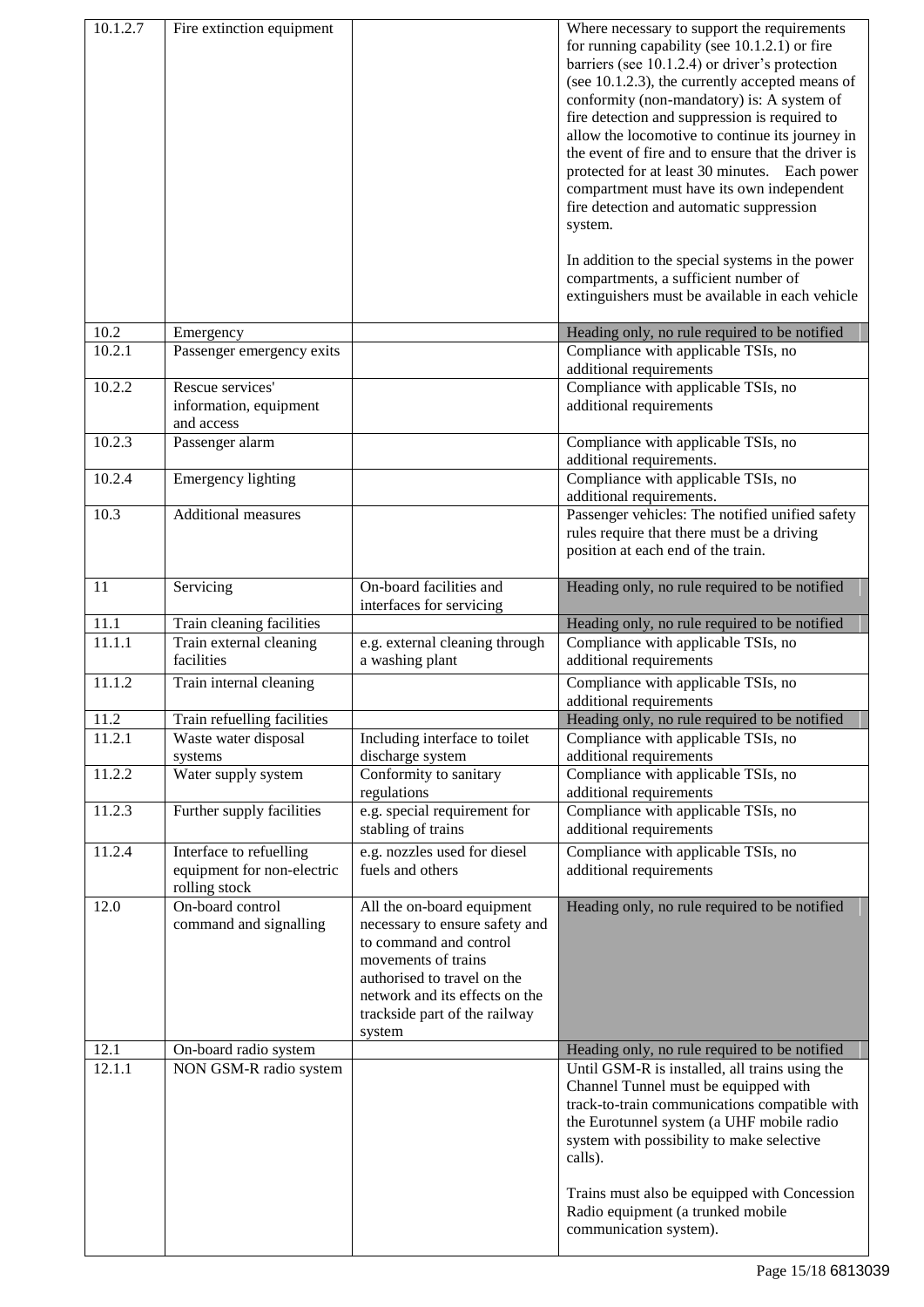| | | | |
|---|---|---|---|
| 10.1.2.7 | Fire extinction equipment | | Where necessary to support the requirements for running capability (see 10.1.2.1) or fire barriers (see 10.1.2.4) or driver's protection (see 10.1.2.3), the currently accepted means of conformity (non-mandatory) is: A system of fire detection and suppression is required to allow the locomotive to continue its journey in the event of fire and to ensure that the driver is protected for at least 30 minutes. Each power compartment must have its own independent fire detection and automatic suppression system.<br><br>In addition to the special systems in the power compartments, a sufficient number of extinguishers must be available in each vehicle |
| 10.2 | Emergency | | Heading only, no rule required to be notified |
| 10.2.1 | Passenger emergency exits | | Compliance with applicable TSIs, no additional requirements |
| 10.2.2 | Rescue services' information, equipment and access | | Compliance with applicable TSIs, no additional requirements |
| 10.2.3 | Passenger alarm | | Compliance with applicable TSIs, no additional requirements. |
| 10.2.4 | Emergency lighting | | Compliance with applicable TSIs, no additional requirements. |
| 10.3 | Additional measures | | Passenger vehicles: The notified unified safety rules require that there must be a driving position at each end of the train. |
| 11 | Servicing | On-board facilities and interfaces for servicing | Heading only, no rule required to be notified |
| 11.1 | Train cleaning facilities | | Heading only, no rule required to be notified |
| 11.1.1 | Train external cleaning facilities | e.g. external cleaning through a washing plant | Compliance with applicable TSIs, no additional requirements |
| 11.1.2 | Train internal cleaning | | Compliance with applicable TSIs, no additional requirements |
| 11.2 | Train refuelling facilities | | Heading only, no rule required to be notified |
| 11.2.1 | Waste water disposal systems | Including interface to toilet discharge system | Compliance with applicable TSIs, no additional requirements |
| 11.2.2 | Water supply system | Conformity to sanitary regulations | Compliance with applicable TSIs, no additional requirements |
| 11.2.3 | Further supply facilities | e.g. special requirement for stabling of trains | Compliance with applicable TSIs, no additional requirements |
| 11.2.4 | Interface to refuelling equipment for non-electric rolling stock | e.g. nozzles used for diesel fuels and others | Compliance with applicable TSIs, no additional requirements |
| 12.0 | On-board control command and signalling | All the on-board equipment necessary to ensure safety and to command and control movements of trains authorised to travel on the network and its effects on the trackside part of the railway system | Heading only, no rule required to be notified |
| 12.1 | On-board radio system | | Heading only, no rule required to be notified |
| 12.1.1 | NON GSM-R radio system | | Until GSM-R is installed, all trains using the Channel Tunnel must be equipped with track-to-train communications compatible with the Eurotunnel system (a UHF mobile radio system with possibility to make selective calls).<br><br>Trains must also be equipped with Concession Radio equipment (a trunked mobile communication system). |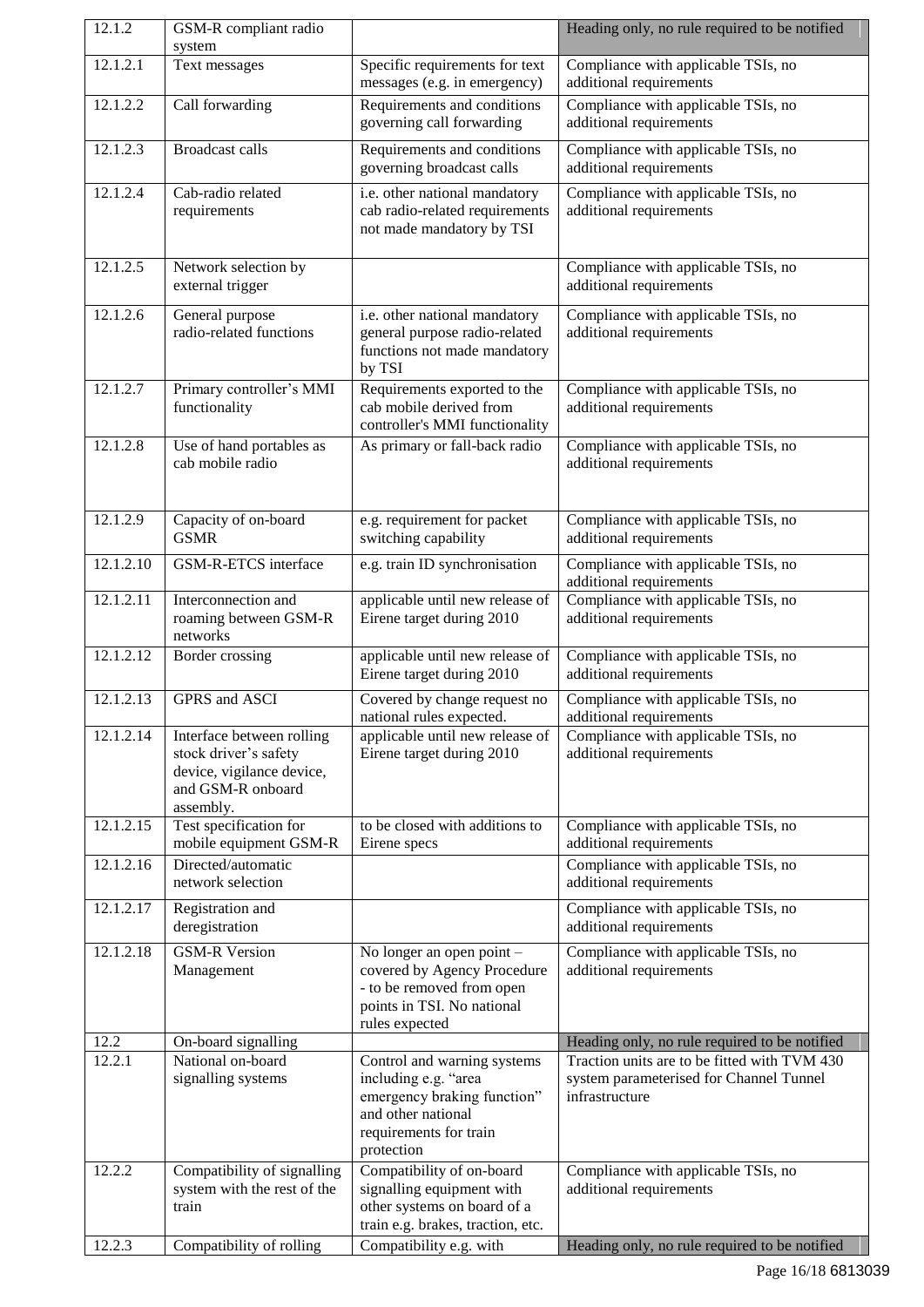| | | | |
|---|---|---|---|
| 12.1.2 | GSM-R compliant radio system | | Heading only, no rule required to be notified |
| 12.1.2.1 | Text messages | Specific requirements for text messages (e.g. in emergency) | Compliance with applicable TSIs, no additional requirements |
| 12.1.2.2 | Call forwarding | Requirements and conditions governing call forwarding | Compliance with applicable TSIs, no additional requirements |
| 12.1.2.3 | Broadcast calls | Requirements and conditions governing broadcast calls | Compliance with applicable TSIs, no additional requirements |
| 12.1.2.4 | Cab-radio related requirements | i.e. other national mandatory cab radio-related requirements not made mandatory by TSI | Compliance with applicable TSIs, no additional requirements |
| 12.1.2.5 | Network selection by external trigger | | Compliance with applicable TSIs, no additional requirements |
| 12.1.2.6 | General purpose radio-related functions | i.e. other national mandatory general purpose radio-related functions not made mandatory by TSI | Compliance with applicable TSIs, no additional requirements |
| 12.1.2.7 | Primary controller's MMI functionality | Requirements exported to the cab mobile derived from controller's MMI functionality | Compliance with applicable TSIs, no additional requirements |
| 12.1.2.8 | Use of hand portables as cab mobile radio | As primary or fall-back radio | Compliance with applicable TSIs, no additional requirements |
| 12.1.2.9 | Capacity of on-board GSMR | e.g. requirement for packet switching capability | Compliance with applicable TSIs, no additional requirements |
| 12.1.2.10 | GSM-R-ETCS interface | e.g. train ID synchronisation | Compliance with applicable TSIs, no additional requirements |
| 12.1.2.11 | Interconnection and roaming between GSM-R networks | applicable until new release of Eirene target during 2010 | Compliance with applicable TSIs, no additional requirements |
| 12.1.2.12 | Border crossing | applicable until new release of Eirene target during 2010 | Compliance with applicable TSIs, no additional requirements |
| 12.1.2.13 | GPRS and ASCI | Covered by change request no national rules expected. | Compliance with applicable TSIs, no additional requirements |
| 12.1.2.14 | Interface between rolling stock driver's safety device, vigilance device, and GSM-R onboard assembly. | applicable until new release of Eirene target during 2010 | Compliance with applicable TSIs, no additional requirements |
| 12.1.2.15 | Test specification for mobile equipment GSM-R | to be closed with additions to Eirene specs | Compliance with applicable TSIs, no additional requirements |
| 12.1.2.16 | Directed/automatic network selection | | Compliance with applicable TSIs, no additional requirements |
| 12.1.2.17 | Registration and deregistration | | Compliance with applicable TSIs, no additional requirements |
| 12.1.2.18 | GSM-R Version Management | No longer an open point – covered by Agency Procedure - to be removed from open points in TSI. No national rules expected | Compliance with applicable TSIs, no additional requirements |
| 12.2 | On-board signalling | | Heading only, no rule required to be notified |
| 12.2.1 | National on-board signalling systems | Control and warning systems including e.g. "area emergency braking function" and other national requirements for train protection | Traction units are to be fitted with TVM 430 system parameterised for Channel Tunnel infrastructure |
| 12.2.2 | Compatibility of signalling system with the rest of the train | Compatibility of on-board signalling equipment with other systems on board of a train e.g. brakes, traction, etc. | Compliance with applicable TSIs, no additional requirements |
| 12.2.3 | Compatibility of rolling | Compatibility e.g. with | Heading only, no rule required to be notified |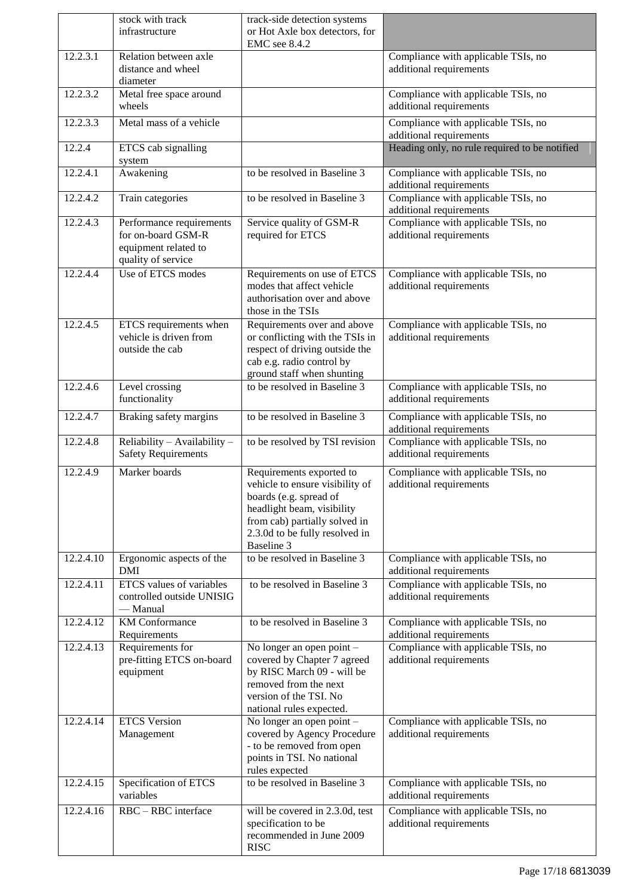| | | | |
|---|---|---|---|
| | stock with track infrastructure | track-side detection systems or Hot Axle box detectors, for EMC see 8.4.2 | |
| 12.2.3.1 | Relation between axle distance and wheel diameter | | Compliance with applicable TSIs, no additional requirements |
| 12.2.3.2 | Metal free space around wheels | | Compliance with applicable TSIs, no additional requirements |
| 12.2.3.3 | Metal mass of a vehicle | | Compliance with applicable TSIs, no additional requirements |
| 12.2.4 | ETCS cab signalling system | | Heading only, no rule required to be notified |
| 12.2.4.1 | Awakening | to be resolved in Baseline 3 | Compliance with applicable TSIs, no additional requirements |
| 12.2.4.2 | Train categories | to be resolved in Baseline 3 | Compliance with applicable TSIs, no additional requirements |
| 12.2.4.3 | Performance requirements for on-board GSM-R equipment related to quality of service | Service quality of GSM-R required for ETCS | Compliance with applicable TSIs, no additional requirements |
| 12.2.4.4 | Use of ETCS modes | Requirements on use of ETCS modes that affect vehicle authorisation over and above those in the TSIs | Compliance with applicable TSIs, no additional requirements |
| 12.2.4.5 | ETCS requirements when vehicle is driven from outside the cab | Requirements over and above or conflicting with the TSIs in respect of driving outside the cab e.g. radio control by ground staff when shunting | Compliance with applicable TSIs, no additional requirements |
| 12.2.4.6 | Level crossing functionality | to be resolved in Baseline 3 | Compliance with applicable TSIs, no additional requirements |
| 12.2.4.7 | Braking safety margins | to be resolved in Baseline 3 | Compliance with applicable TSIs, no additional requirements |
| 12.2.4.8 | Reliability – Availability – Safety Requirements | to be resolved by TSI revision | Compliance with applicable TSIs, no additional requirements |
| 12.2.4.9 | Marker boards | Requirements exported to vehicle to ensure visibility of boards (e.g. spread of headlight beam, visibility from cab) partially solved in 2.3.0d to be fully resolved in Baseline 3 | Compliance with applicable TSIs, no additional requirements |
| 12.2.4.10 | Ergonomic aspects of the DMI | to be resolved in Baseline 3 | Compliance with applicable TSIs, no additional requirements |
| 12.2.4.11 | ETCS values of variables controlled outside UNISIG — Manual | to be resolved in Baseline 3 | Compliance with applicable TSIs, no additional requirements |
| 12.2.4.12 | KM Conformance Requirements | to be resolved in Baseline 3 | Compliance with applicable TSIs, no additional requirements |
| 12.2.4.13 | Requirements for pre-fitting ETCS on-board equipment | No longer an open point – covered by Chapter 7 agreed by RISC March 09 - will be removed from the next version of the TSI. No national rules expected. | Compliance with applicable TSIs, no additional requirements |
| 12.2.4.14 | ETCS Version Management | No longer an open point – covered by Agency Procedure - to be removed from open points in TSI. No national rules expected | Compliance with applicable TSIs, no additional requirements |
| 12.2.4.15 | Specification of ETCS variables | to be resolved in Baseline 3 | Compliance with applicable TSIs, no additional requirements |
| 12.2.4.16 | RBC – RBC interface | will be covered in 2.3.0d, test specification to be recommended in June 2009 RISC | Compliance with applicable TSIs, no additional requirements |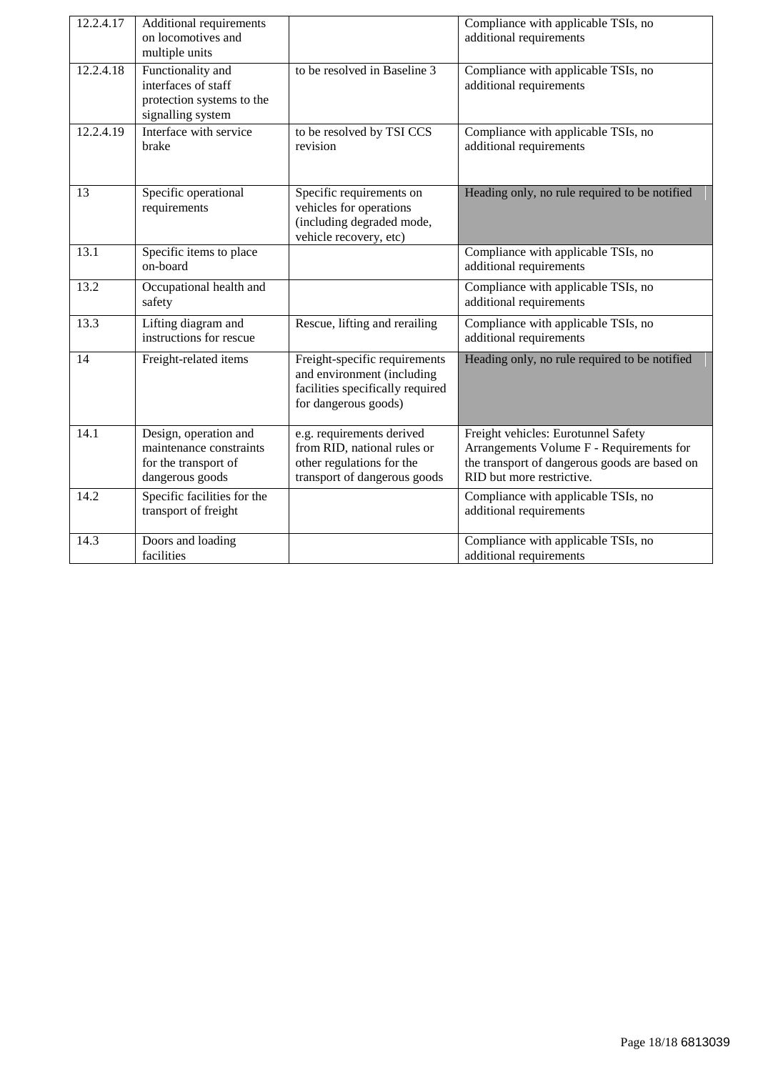| | | | |
|---|---|---|---|
| 12.2.4.17 | Additional requirements on locomotives and multiple units | | Compliance with applicable TSIs, no additional requirements |
| 12.2.4.18 | Functionality and interfaces of staff protection systems to the signalling system | to be resolved in Baseline 3 | Compliance with applicable TSIs, no additional requirements |
| 12.2.4.19 | Interface with service brake | to be resolved by TSI CCS revision | Compliance with applicable TSIs, no additional requirements |
| 13 | Specific operational requirements | Specific requirements on vehicles for operations (including degraded mode, vehicle recovery, etc) | Heading only, no rule required to be notified |
| 13.1 | Specific items to place on-board | | Compliance with applicable TSIs, no additional requirements |
| 13.2 | Occupational health and safety | | Compliance with applicable TSIs, no additional requirements |
| 13.3 | Lifting diagram and instructions for rescue | Rescue, lifting and rerailing | Compliance with applicable TSIs, no additional requirements |
| 14 | Freight-related items | Freight-specific requirements and environment (including facilities specifically required for dangerous goods) | Heading only, no rule required to be notified |
| 14.1 | Design, operation and maintenance constraints for the transport of dangerous goods | e.g. requirements derived from RID, national rules or other regulations for the transport of dangerous goods | Freight vehicles: Eurotunnel Safety Arrangements Volume F - Requirements for the transport of dangerous goods are based on RID but more restrictive. |
| 14.2 | Specific facilities for the transport of freight | | Compliance with applicable TSIs, no additional requirements |
| 14.3 | Doors and loading facilities | | Compliance with applicable TSIs, no additional requirements |